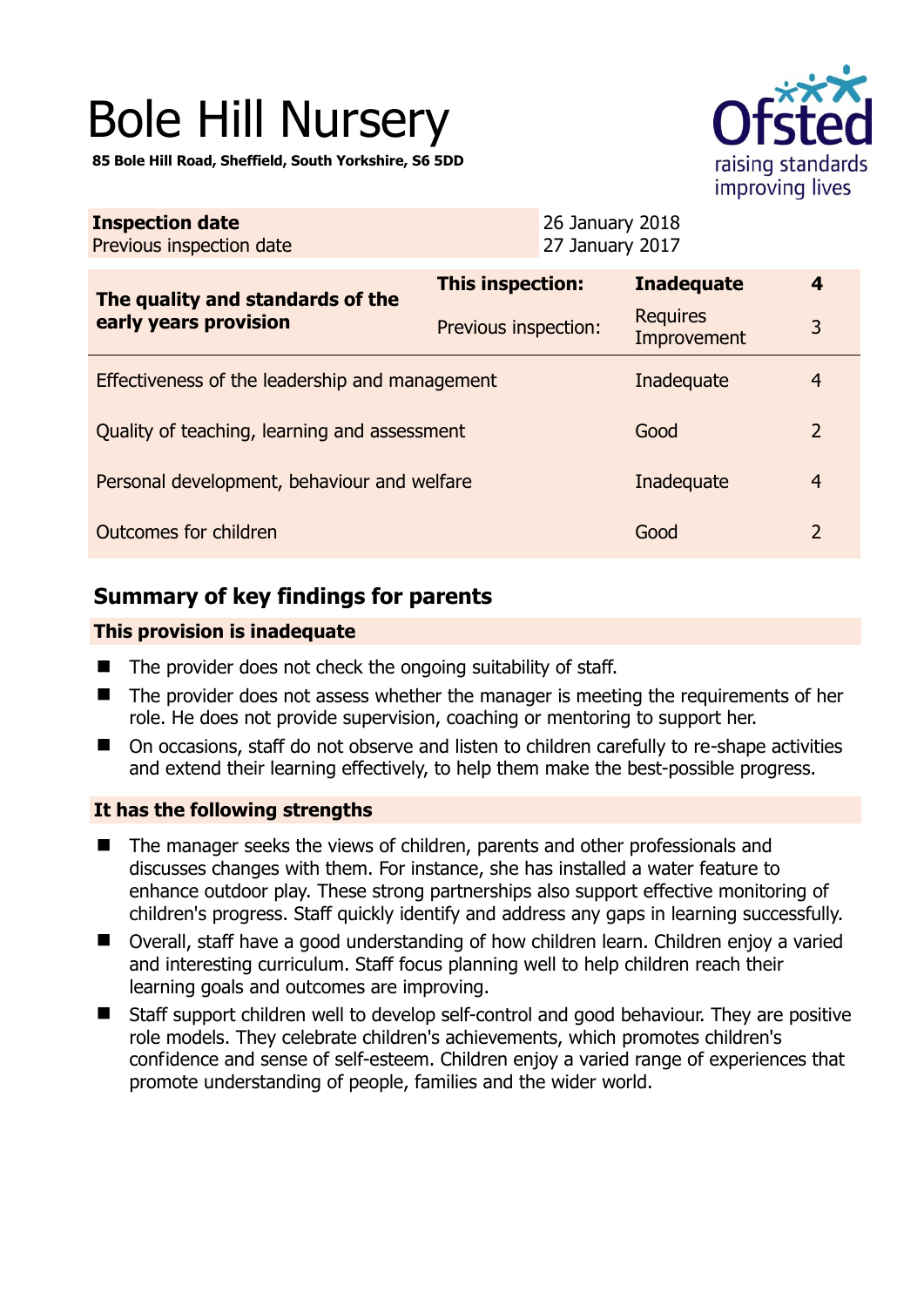# Bole Hill Nursery

**85 Bole Hill Road, Sheffield, South Yorkshire, S6 5DD**

| **Inspection date** | 26 January 2018 |
|---|---|
| Previous inspection date | 27 January 2017 |

| **The quality and standards of the early years provision** | **This inspection:** | **Inadequate** | **4** |
|---|---|---|---|
| | Previous inspection: | Requires Improvement | 3 |
| Effectiveness of the leadership and management | | Inadequate | 4 |
| Quality of teaching, learning and assessment | | Good | 2 |
| Personal development, behaviour and welfare | | Inadequate | 4 |
| Outcomes for children | | Good | 2 |

## Summary of key findings for parents

### This provision is inadequate

- The provider does not check the ongoing suitability of staff.
- The provider does not assess whether the manager is meeting the requirements of her role. He does not provide supervision, coaching or mentoring to support her.
- On occasions, staff do not observe and listen to children carefully to re-shape activities and extend their learning effectively, to help them make the best-possible progress.

### It has the following strengths

- The manager seeks the views of children, parents and other professionals and discusses changes with them. For instance, she has installed a water feature to enhance outdoor play. These strong partnerships also support effective monitoring of children's progress. Staff quickly identify and address any gaps in learning successfully.
- Overall, staff have a good understanding of how children learn. Children enjoy a varied and interesting curriculum. Staff focus planning well to help children reach their learning goals and outcomes are improving.
- Staff support children well to develop self-control and good behaviour. They are positive role models. They celebrate children's achievements, which promotes children's confidence and sense of self-esteem. Children enjoy a varied range of experiences that promote understanding of people, families and the wider world.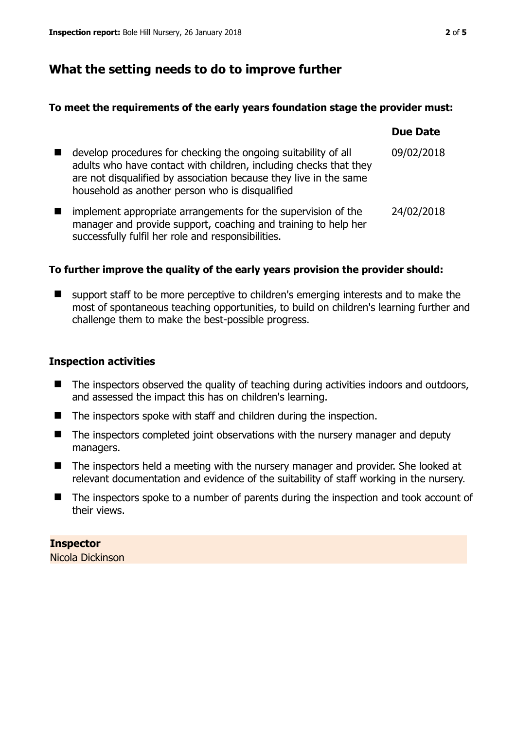## What the setting needs to do to improve further

### To meet the requirements of the early years foundation stage the provider must:

| | Due Date |
|---|---|
| develop procedures for checking the ongoing suitability of all adults who have contact with children, including checks that they are not disqualified by association because they live in the same household as another person who is disqualified | 09/02/2018 |
| implement appropriate arrangements for the supervision of the manager and provide support, coaching and training to help her successfully fulfil her role and responsibilities. | 24/02/2018 |

### To further improve the quality of the early years provision the provider should:

- support staff to be more perceptive to children's emerging interests and to make the most of spontaneous teaching opportunities, to build on children's learning further and challenge them to make the best-possible progress.

### Inspection activities

- The inspectors observed the quality of teaching during activities indoors and outdoors, and assessed the impact this has on children's learning.
- The inspectors spoke with staff and children during the inspection.
- The inspectors completed joint observations with the nursery manager and deputy managers.
- The inspectors held a meeting with the nursery manager and provider. She looked at relevant documentation and evidence of the suitability of staff working in the nursery.
- The inspectors spoke to a number of parents during the inspection and took account of their views.

**Inspector**
Nicola Dickinson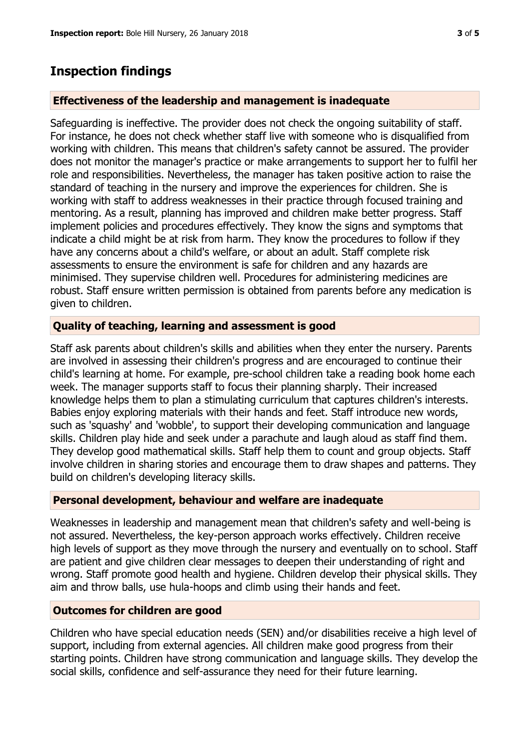## Inspection findings

### Effectiveness of the leadership and management is inadequate

Safeguarding is ineffective. The provider does not check the ongoing suitability of staff. For instance, he does not check whether staff live with someone who is disqualified from working with children. This means that children's safety cannot be assured. The provider does not monitor the manager's practice or make arrangements to support her to fulfil her role and responsibilities. Nevertheless, the manager has taken positive action to raise the standard of teaching in the nursery and improve the experiences for children. She is working with staff to address weaknesses in their practice through focused training and mentoring. As a result, planning has improved and children make better progress. Staff implement policies and procedures effectively. They know the signs and symptoms that indicate a child might be at risk from harm. They know the procedures to follow if they have any concerns about a child's welfare, or about an adult. Staff complete risk assessments to ensure the environment is safe for children and any hazards are minimised. They supervise children well. Procedures for administering medicines are robust. Staff ensure written permission is obtained from parents before any medication is given to children.

### Quality of teaching, learning and assessment is good

Staff ask parents about children's skills and abilities when they enter the nursery. Parents are involved in assessing their children's progress and are encouraged to continue their child's learning at home. For example, pre-school children take a reading book home each week. The manager supports staff to focus their planning sharply. Their increased knowledge helps them to plan a stimulating curriculum that captures children's interests. Babies enjoy exploring materials with their hands and feet. Staff introduce new words, such as 'squashy' and 'wobble', to support their developing communication and language skills. Children play hide and seek under a parachute and laugh aloud as staff find them. They develop good mathematical skills. Staff help them to count and group objects. Staff involve children in sharing stories and encourage them to draw shapes and patterns. They build on children's developing literacy skills.

### Personal development, behaviour and welfare are inadequate

Weaknesses in leadership and management mean that children's safety and well-being is not assured. Nevertheless, the key-person approach works effectively. Children receive high levels of support as they move through the nursery and eventually on to school. Staff are patient and give children clear messages to deepen their understanding of right and wrong. Staff promote good health and hygiene. Children develop their physical skills. They aim and throw balls, use hula-hoops and climb using their hands and feet.

### Outcomes for children are good

Children who have special education needs (SEN) and/or disabilities receive a high level of support, including from external agencies. All children make good progress from their starting points. Children have strong communication and language skills. They develop the social skills, confidence and self-assurance they need for their future learning.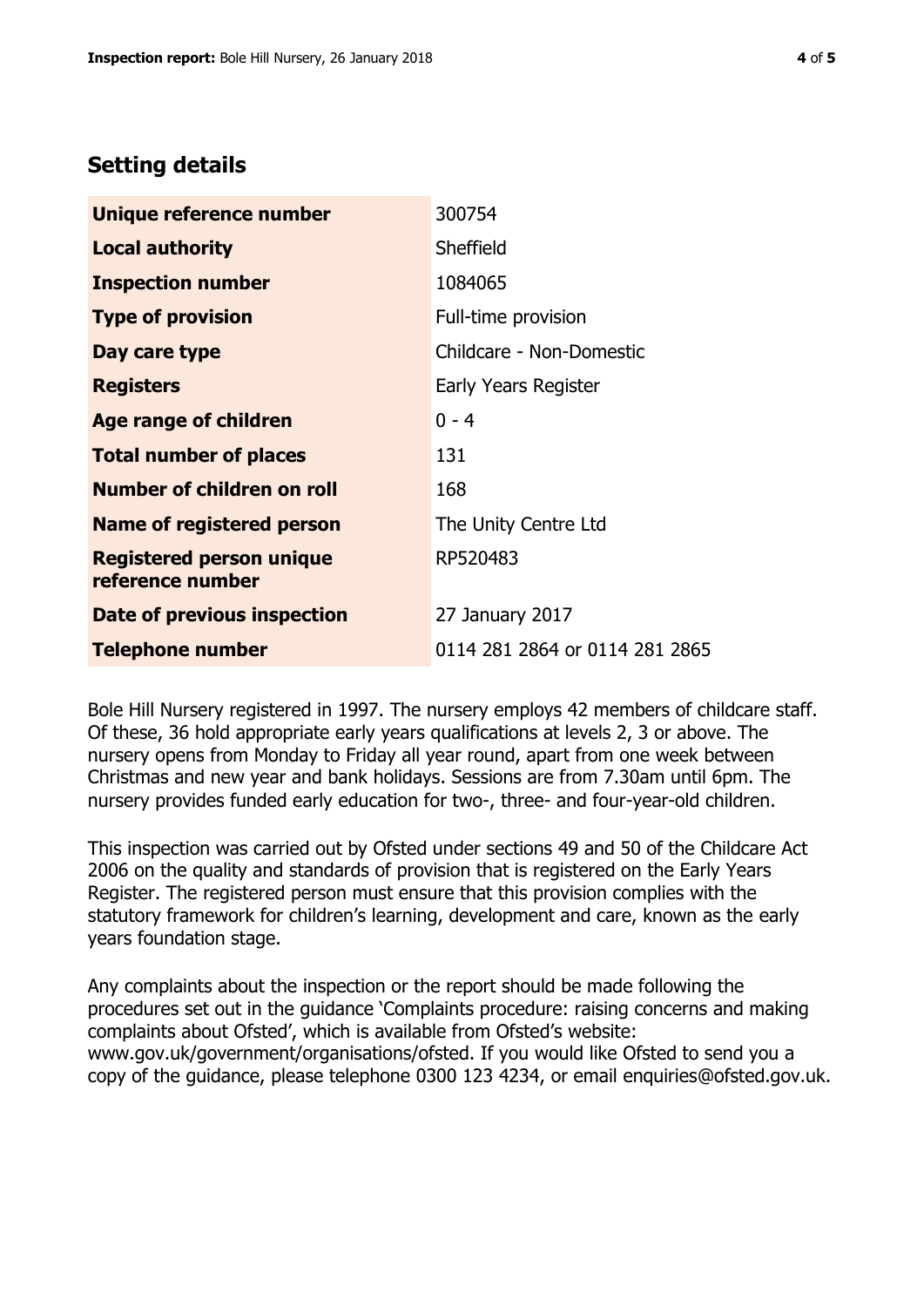## Setting details

| | |
|---|---|
| **Unique reference number** | 300754 |
| **Local authority** | Sheffield |
| **Inspection number** | 1084065 |
| **Type of provision** | Full-time provision |
| **Day care type** | Childcare - Non-Domestic |
| **Registers** | Early Years Register |
| **Age range of children** | 0 - 4 |
| **Total number of places** | 131 |
| **Number of children on roll** | 168 |
| **Name of registered person** | The Unity Centre Ltd |
| **Registered person unique reference number** | RP520483 |
| **Date of previous inspection** | 27 January 2017 |
| **Telephone number** | 0114 281 2864 or 0114 281 2865 |

Bole Hill Nursery registered in 1997. The nursery employs 42 members of childcare staff. Of these, 36 hold appropriate early years qualifications at levels 2, 3 or above. The nursery opens from Monday to Friday all year round, apart from one week between Christmas and new year and bank holidays. Sessions are from 7.30am until 6pm. The nursery provides funded early education for two-, three- and four-year-old children.

This inspection was carried out by Ofsted under sections 49 and 50 of the Childcare Act 2006 on the quality and standards of provision that is registered on the Early Years Register. The registered person must ensure that this provision complies with the statutory framework for children's learning, development and care, known as the early years foundation stage.

Any complaints about the inspection or the report should be made following the procedures set out in the guidance 'Complaints procedure: raising concerns and making complaints about Ofsted', which is available from Ofsted's website: www.gov.uk/government/organisations/ofsted. If you would like Ofsted to send you a copy of the guidance, please telephone 0300 123 4234, or email enquiries@ofsted.gov.uk.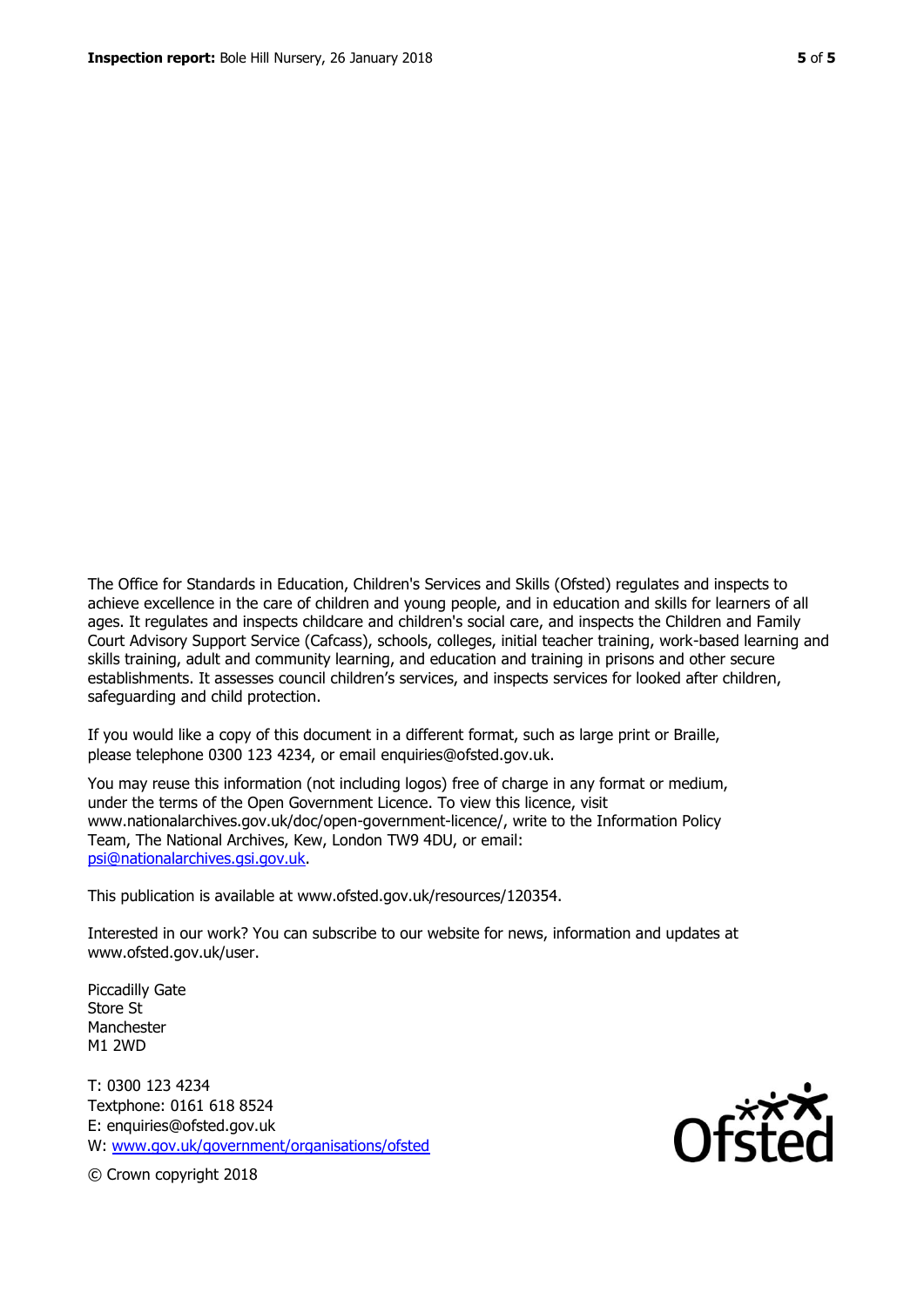The Office for Standards in Education, Children's Services and Skills (Ofsted) regulates and inspects to achieve excellence in the care of children and young people, and in education and skills for learners of all ages. It regulates and inspects childcare and children's social care, and inspects the Children and Family Court Advisory Support Service (Cafcass), schools, colleges, initial teacher training, work-based learning and skills training, adult and community learning, and education and training in prisons and other secure establishments. It assesses council children's services, and inspects services for looked after children, safeguarding and child protection.

If you would like a copy of this document in a different format, such as large print or Braille, please telephone 0300 123 4234, or email enquiries@ofsted.gov.uk.

You may reuse this information (not including logos) free of charge in any format or medium, under the terms of the Open Government Licence. To view this licence, visit www.nationalarchives.gov.uk/doc/open-government-licence/, write to the Information Policy Team, The National Archives, Kew, London TW9 4DU, or email: psi@nationalarchives.gsi.gov.uk.

This publication is available at www.ofsted.gov.uk/resources/120354.

Interested in our work? You can subscribe to our website for news, information and updates at www.ofsted.gov.uk/user.

Piccadilly Gate
Store St
Manchester
M1 2WD

T: 0300 123 4234
Textphone: 0161 618 8524
E: enquiries@ofsted.gov.uk
W: www.gov.uk/government/organisations/ofsted

© Crown copyright 2018